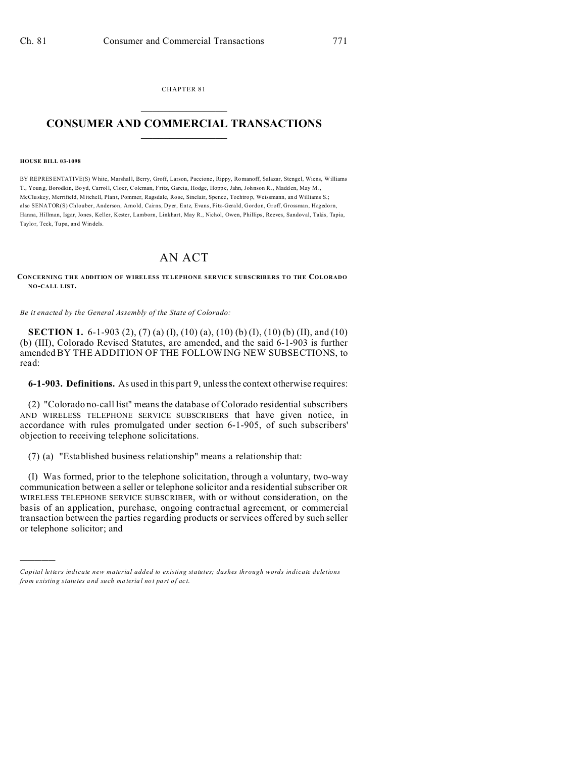CHAPTER 81

# CONSUMER AND COMMERCIAL TRANSACTIONS

**HOUSE BILL 03-1098**

BY REPRESENTATIVE(S) White, Marshall, Berry, Groff, Larson, Paccione, Rippy, Romanoff, Salazar, Stengel, Wiens, Williams T., Young, Borodkin, Boyd, Carroll, Cloer, Coleman, Fritz, Garcia, Hodge, Hoppe, Jahn, Johnson R., Madden, May M., McCluskey, Merrifield, Mitchell, Plant, Pommer, Ragsdale, Rose, Sinclair, Spence, Tochtrop, Weissmann, and Williams S.; also SENATOR(S) Chlouber, Anderson, Arnold, Cairns, Dyer, Entz, Evans, Fitz-Gerald, Gordon, Groff, Grossman, Hagedorn, Hanna, Hillman, Isgar, Jones, Keller, Kester, Lamborn, Linkhart, May R., Nichol, Owen, Phillips, Reeves, Sandoval, Takis, Tapia, Taylor, Teck, Tupa, and Windels.

# AN ACT

**CONCERNING THE ADDITION OF WIRELESS TELEPHONE SERVICE SUBSCRIBERS TO THE COLORADO NO-CALL LIST.**

*Be it enacted by the General Assembly of the State of Colorado:*

**SECTION 1.** 6-1-903 (2), (7) (a) (I), (10) (a), (10) (b) (I), (10) (b) (II), and (10) (b) (III), Colorado Revised Statutes, are amended, and the said 6-1-903 is further amended BY THE ADDITION OF THE FOLLOWING NEW SUBSECTIONS, to read:

**6-1-903. Definitions.** As used in this part 9, unless the context otherwise requires:

(2) "Colorado no-call list" means the database of Colorado residential subscribers AND WIRELESS TELEPHONE SERVICE SUBSCRIBERS that have given notice, in accordance with rules promulgated under section 6-1-905, of such subscribers' objection to receiving telephone solicitations.

(7) (a) "Established business relationship" means a relationship that:

(I) Was formed, prior to the telephone solicitation, through a voluntary, two-way communication between a seller or telephone solicitor and a residential subscriber OR WIRELESS TELEPHONE SERVICE SUBSCRIBER, with or without consideration, on the basis of an application, purchase, ongoing contractual agreement, or commercial transaction between the parties regarding products or services offered by such seller or telephone solicitor; and

---

*Capital letters indicate new material added to existing statutes; dashes through words indicate deletions from existing statutes and such material not part of act.*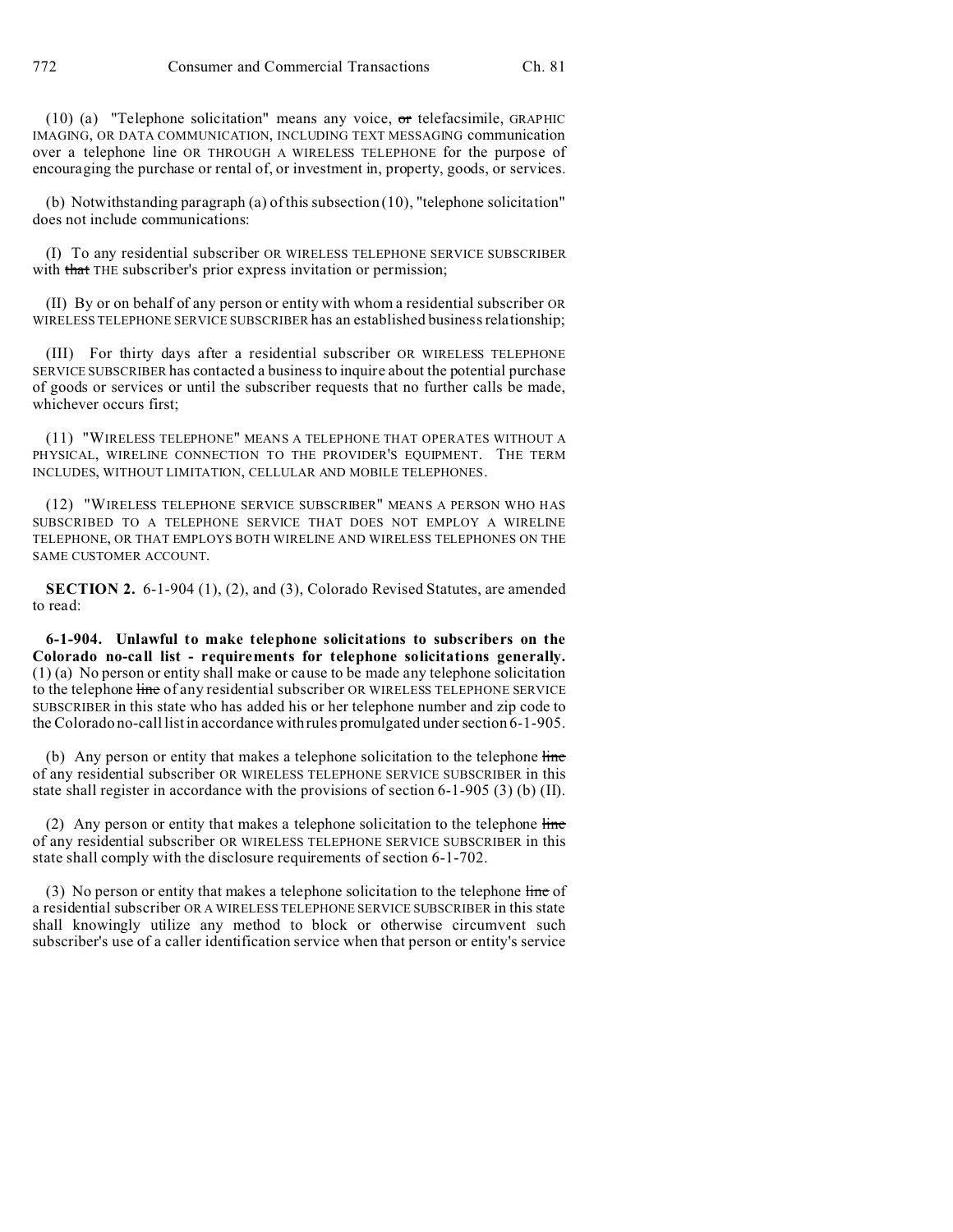(10) (a) "Telephone solicitation" means any voice, ~~or~~ telefacsimile, GRAPHIC IMAGING, OR DATA COMMUNICATION, INCLUDING TEXT MESSAGING communication over a telephone line OR THROUGH A WIRELESS TELEPHONE for the purpose of encouraging the purchase or rental of, or investment in, property, goods, or services.

(b) Notwithstanding paragraph (a) of this subsection (10), "telephone solicitation" does not include communications:

(I) To any residential subscriber OR WIRELESS TELEPHONE SERVICE SUBSCRIBER with ~~that~~ THE subscriber's prior express invitation or permission;

(II) By or on behalf of any person or entity with whom a residential subscriber OR WIRELESS TELEPHONE SERVICE SUBSCRIBER has an established business relationship;

(III) For thirty days after a residential subscriber OR WIRELESS TELEPHONE SERVICE SUBSCRIBER has contacted a business to inquire about the potential purchase of goods or services or until the subscriber requests that no further calls be made, whichever occurs first;

(11) "WIRELESS TELEPHONE" MEANS A TELEPHONE THAT OPERATES WITHOUT A PHYSICAL, WIRELINE CONNECTION TO THE PROVIDER'S EQUIPMENT. THE TERM INCLUDES, WITHOUT LIMITATION, CELLULAR AND MOBILE TELEPHONES.

(12) "WIRELESS TELEPHONE SERVICE SUBSCRIBER" MEANS A PERSON WHO HAS SUBSCRIBED TO A TELEPHONE SERVICE THAT DOES NOT EMPLOY A WIRELINE TELEPHONE, OR THAT EMPLOYS BOTH WIRELINE AND WIRELESS TELEPHONES ON THE SAME CUSTOMER ACCOUNT.

**SECTION 2.** 6-1-904 (1), (2), and (3), Colorado Revised Statutes, are amended to read:

**6-1-904. Unlawful to make telephone solicitations to subscribers on the Colorado no-call list - requirements for telephone solicitations generally.** (1) (a) No person or entity shall make or cause to be made any telephone solicitation to the telephone ~~line~~ of any residential subscriber OR WIRELESS TELEPHONE SERVICE SUBSCRIBER in this state who has added his or her telephone number and zip code to the Colorado no-call list in accordance with rules promulgated under section 6-1-905.

(b) Any person or entity that makes a telephone solicitation to the telephone ~~line~~ of any residential subscriber OR WIRELESS TELEPHONE SERVICE SUBSCRIBER in this state shall register in accordance with the provisions of section 6-1-905 (3) (b) (II).

(2) Any person or entity that makes a telephone solicitation to the telephone ~~line~~ of any residential subscriber OR WIRELESS TELEPHONE SERVICE SUBSCRIBER in this state shall comply with the disclosure requirements of section 6-1-702.

(3) No person or entity that makes a telephone solicitation to the telephone ~~line~~ of a residential subscriber OR A WIRELESS TELEPHONE SERVICE SUBSCRIBER in this state shall knowingly utilize any method to block or otherwise circumvent such subscriber's use of a caller identification service when that person or entity's service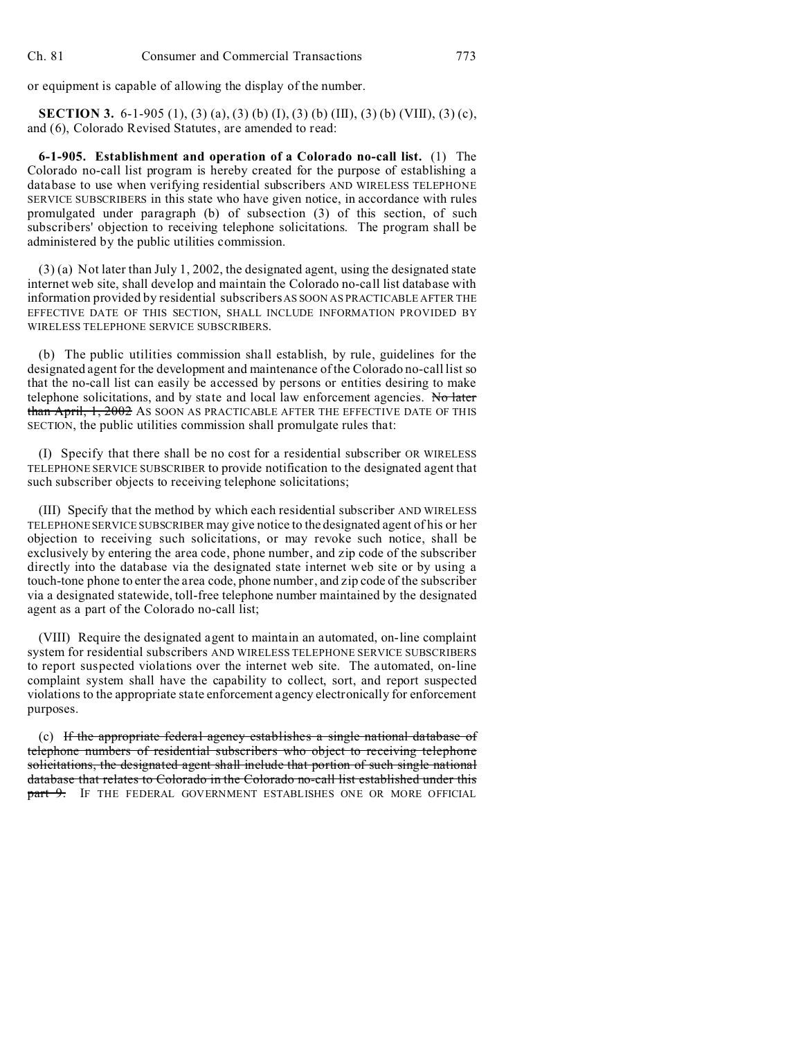or equipment is capable of allowing the display of the number.

**SECTION 3.** 6-1-905 (1), (3) (a), (3) (b) (I), (3) (b) (III), (3) (b) (VIII), (3) (c), and (6), Colorado Revised Statutes, are amended to read:

**6-1-905. Establishment and operation of a Colorado no-call list.** (1) The Colorado no-call list program is hereby created for the purpose of establishing a database to use when verifying residential subscribers AND WIRELESS TELEPHONE SERVICE SUBSCRIBERS in this state who have given notice, in accordance with rules promulgated under paragraph (b) of subsection (3) of this section, of such subscribers' objection to receiving telephone solicitations. The program shall be administered by the public utilities commission.

(3) (a) Not later than July 1, 2002, the designated agent, using the designated state internet web site, shall develop and maintain the Colorado no-call list database with information provided by residential subscribers AS SOON AS PRACTICABLE AFTER THE EFFECTIVE DATE OF THIS SECTION, SHALL INCLUDE INFORMATION PROVIDED BY WIRELESS TELEPHONE SERVICE SUBSCRIBERS.

(b) The public utilities commission shall establish, by rule, guidelines for the designated agent for the development and maintenance of the Colorado no-call list so that the no-call list can easily be accessed by persons or entities desiring to make telephone solicitations, and by state and local law enforcement agencies. ~~No later than April, 1, 2002~~ AS SOON AS PRACTICABLE AFTER THE EFFECTIVE DATE OF THIS SECTION, the public utilities commission shall promulgate rules that:

(I) Specify that there shall be no cost for a residential subscriber OR WIRELESS TELEPHONE SERVICE SUBSCRIBER to provide notification to the designated agent that such subscriber objects to receiving telephone solicitations;

(III) Specify that the method by which each residential subscriber AND WIRELESS TELEPHONE SERVICE SUBSCRIBER may give notice to the designated agent of his or her objection to receiving such solicitations, or may revoke such notice, shall be exclusively by entering the area code, phone number, and zip code of the subscriber directly into the database via the designated state internet web site or by using a touch-tone phone to enter the area code, phone number, and zip code of the subscriber via a designated statewide, toll-free telephone number maintained by the designated agent as a part of the Colorado no-call list;

(VIII) Require the designated agent to maintain an automated, on-line complaint system for residential subscribers AND WIRELESS TELEPHONE SERVICE SUBSCRIBERS to report suspected violations over the internet web site. The automated, on-line complaint system shall have the capability to collect, sort, and report suspected violations to the appropriate state enforcement agency electronically for enforcement purposes.

(c) ~~If the appropriate federal agency establishes a single national database of telephone numbers of residential subscribers who object to receiving telephone solicitations, the designated agent shall include that portion of such single national database that relates to Colorado in the Colorado no-call list established under this part 9.~~ IF THE FEDERAL GOVERNMENT ESTABLISHES ONE OR MORE OFFICIAL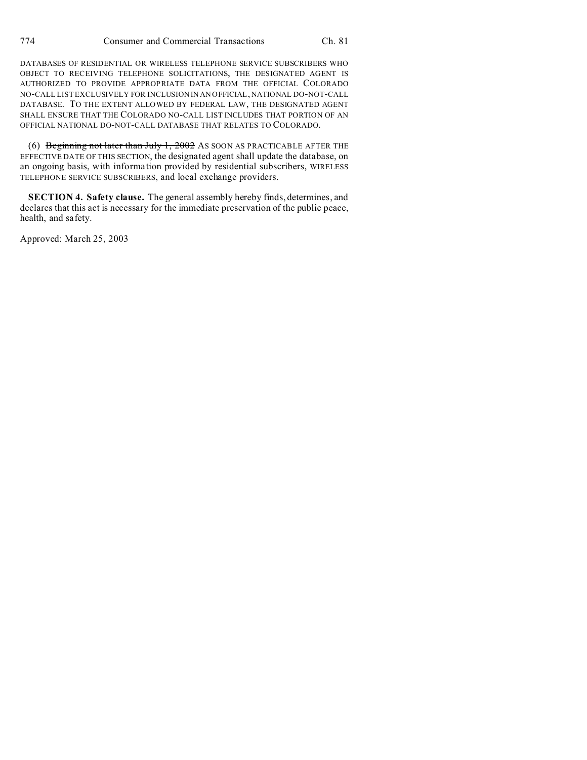DATABASES OF RESIDENTIAL OR WIRELESS TELEPHONE SERVICE SUBSCRIBERS WHO OBJECT TO RECEIVING TELEPHONE SOLICITATIONS, THE DESIGNATED AGENT IS AUTHORIZED TO PROVIDE APPROPRIATE DATA FROM THE OFFICIAL COLORADO NO-CALL LIST EXCLUSIVELY FOR INCLUSION IN AN OFFICIAL, NATIONAL DO-NOT-CALL DATABASE. TO THE EXTENT ALLOWED BY FEDERAL LAW, THE DESIGNATED AGENT SHALL ENSURE THAT THE COLORADO NO-CALL LIST INCLUDES THAT PORTION OF AN OFFICIAL NATIONAL DO-NOT-CALL DATABASE THAT RELATES TO COLORADO.

(6) ~~Beginning not later than July 1, 2002~~ AS SOON AS PRACTICABLE AFTER THE EFFECTIVE DATE OF THIS SECTION, the designated agent shall update the database, on an ongoing basis, with information provided by residential subscribers, WIRELESS TELEPHONE SERVICE SUBSCRIBERS, and local exchange providers.

**SECTION 4. Safety clause.** The general assembly hereby finds, determines, and declares that this act is necessary for the immediate preservation of the public peace, health, and safety.

Approved: March 25, 2003